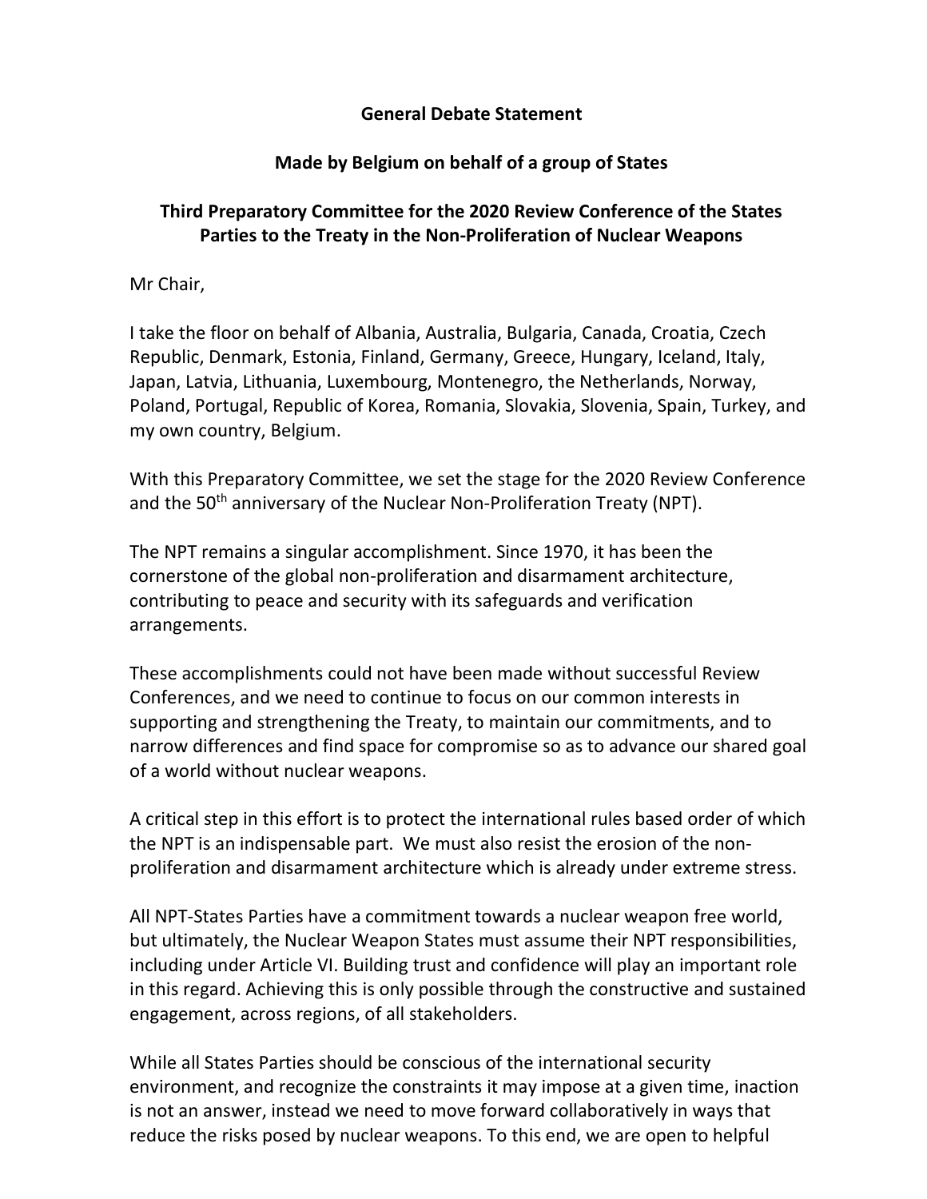**General Debate Statement**

**Made by Belgium on behalf of a group of States**

**Third Preparatory Committee for the 2020 Review Conference of the States Parties to the Treaty in the Non-Proliferation of Nuclear Weapons**

Mr Chair,

I take the floor on behalf of Albania, Australia, Bulgaria, Canada, Croatia, Czech Republic, Denmark, Estonia, Finland, Germany, Greece, Hungary, Iceland, Italy, Japan, Latvia, Lithuania, Luxembourg, Montenegro, the Netherlands, Norway, Poland, Portugal, Republic of Korea, Romania, Slovakia, Slovenia, Spain, Turkey, and my own country, Belgium.

With this Preparatory Committee, we set the stage for the 2020 Review Conference and the 50th anniversary of the Nuclear Non-Proliferation Treaty (NPT).

The NPT remains a singular accomplishment. Since 1970, it has been the cornerstone of the global non-proliferation and disarmament architecture, contributing to peace and security with its safeguards and verification arrangements.

These accomplishments could not have been made without successful Review Conferences, and we need to continue to focus on our common interests in supporting and strengthening the Treaty, to maintain our commitments, and to narrow differences and find space for compromise so as to advance our shared goal of a world without nuclear weapons.

A critical step in this effort is to protect the international rules based order of which the NPT is an indispensable part. We must also resist the erosion of the non-proliferation and disarmament architecture which is already under extreme stress.

All NPT-States Parties have a commitment towards a nuclear weapon free world, but ultimately, the Nuclear Weapon States must assume their NPT responsibilities, including under Article VI. Building trust and confidence will play an important role in this regard. Achieving this is only possible through the constructive and sustained engagement, across regions, of all stakeholders.

While all States Parties should be conscious of the international security environment, and recognize the constraints it may impose at a given time, inaction is not an answer, instead we need to move forward collaboratively in ways that reduce the risks posed by nuclear weapons. To this end, we are open to helpful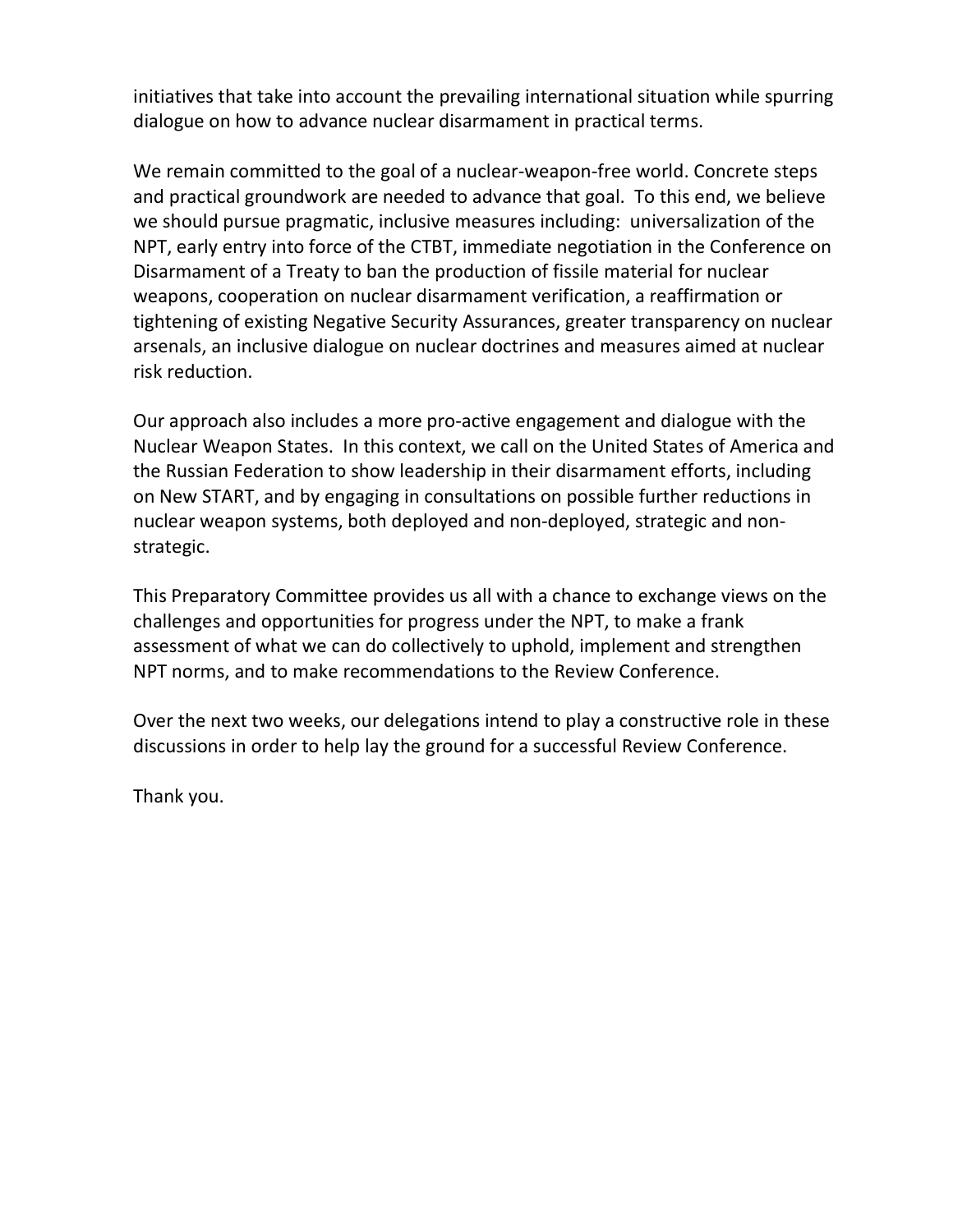initiatives that take into account the prevailing international situation while spurring dialogue on how to advance nuclear disarmament in practical terms.

We remain committed to the goal of a nuclear-weapon-free world. Concrete steps and practical groundwork are needed to advance that goal. To this end, we believe we should pursue pragmatic, inclusive measures including: universalization of the NPT, early entry into force of the CTBT, immediate negotiation in the Conference on Disarmament of a Treaty to ban the production of fissile material for nuclear weapons, cooperation on nuclear disarmament verification, a reaffirmation or tightening of existing Negative Security Assurances, greater transparency on nuclear arsenals, an inclusive dialogue on nuclear doctrines and measures aimed at nuclear risk reduction.

Our approach also includes a more pro-active engagement and dialogue with the Nuclear Weapon States. In this context, we call on the United States of America and the Russian Federation to show leadership in their disarmament efforts, including on New START, and by engaging in consultations on possible further reductions in nuclear weapon systems, both deployed and non-deployed, strategic and non-strategic.

This Preparatory Committee provides us all with a chance to exchange views on the challenges and opportunities for progress under the NPT, to make a frank assessment of what we can do collectively to uphold, implement and strengthen NPT norms, and to make recommendations to the Review Conference.

Over the next two weeks, our delegations intend to play a constructive role in these discussions in order to help lay the ground for a successful Review Conference.

Thank you.